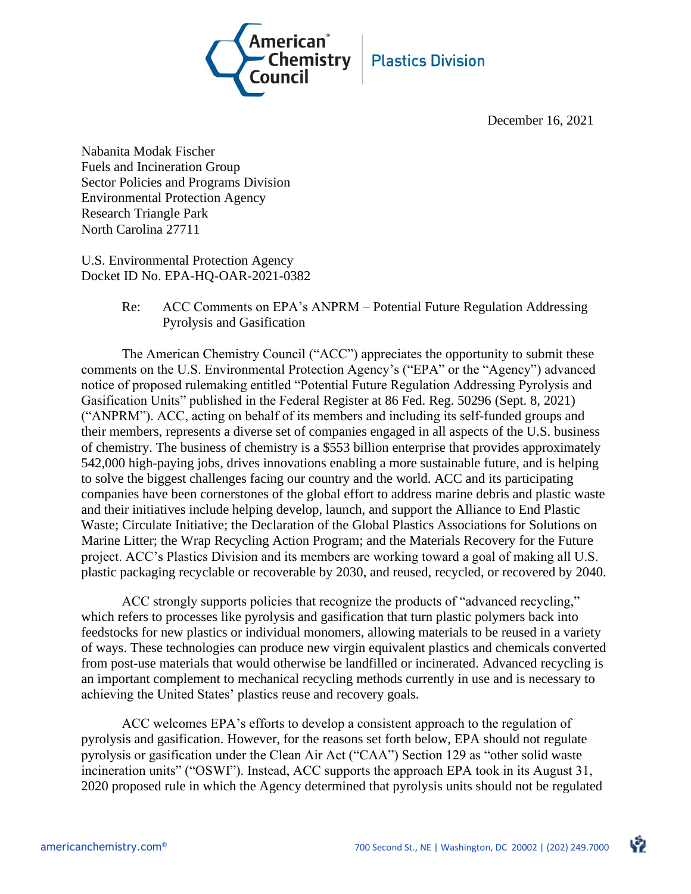American Chemistry Council | Plastics Division

December 16, 2021

Nabanita Modak Fischer
Fuels and Incineration Group
Sector Policies and Programs Division
Environmental Protection Agency
Research Triangle Park
North Carolina 27711

U.S. Environmental Protection Agency
Docket ID No. EPA-HQ-OAR-2021-0382

Re: ACC Comments on EPA's ANPRM – Potential Future Regulation Addressing Pyrolysis and Gasification

The American Chemistry Council ("ACC") appreciates the opportunity to submit these comments on the U.S. Environmental Protection Agency's ("EPA" or the "Agency") advanced notice of proposed rulemaking entitled "Potential Future Regulation Addressing Pyrolysis and Gasification Units" published in the Federal Register at 86 Fed. Reg. 50296 (Sept. 8, 2021) ("ANPRM"). ACC, acting on behalf of its members and including its self-funded groups and their members, represents a diverse set of companies engaged in all aspects of the U.S. business of chemistry. The business of chemistry is a $553 billion enterprise that provides approximately 542,000 high-paying jobs, drives innovations enabling a more sustainable future, and is helping to solve the biggest challenges facing our country and the world. ACC and its participating companies have been cornerstones of the global effort to address marine debris and plastic waste and their initiatives include helping develop, launch, and support the Alliance to End Plastic Waste; Circulate Initiative; the Declaration of the Global Plastics Associations for Solutions on Marine Litter; the Wrap Recycling Action Program; and the Materials Recovery for the Future project. ACC's Plastics Division and its members are working toward a goal of making all U.S. plastic packaging recyclable or recoverable by 2030, and reused, recycled, or recovered by 2040.

ACC strongly supports policies that recognize the products of "advanced recycling," which refers to processes like pyrolysis and gasification that turn plastic polymers back into feedstocks for new plastics or individual monomers, allowing materials to be reused in a variety of ways. These technologies can produce new virgin equivalent plastics and chemicals converted from post-use materials that would otherwise be landfilled or incinerated. Advanced recycling is an important complement to mechanical recycling methods currently in use and is necessary to achieving the United States' plastics reuse and recovery goals.

ACC welcomes EPA's efforts to develop a consistent approach to the regulation of pyrolysis and gasification. However, for the reasons set forth below, EPA should not regulate pyrolysis or gasification under the Clean Air Act ("CAA") Section 129 as "other solid waste incineration units" ("OSWI"). Instead, ACC supports the approach EPA took in its August 31, 2020 proposed rule in which the Agency determined that pyrolysis units should not be regulated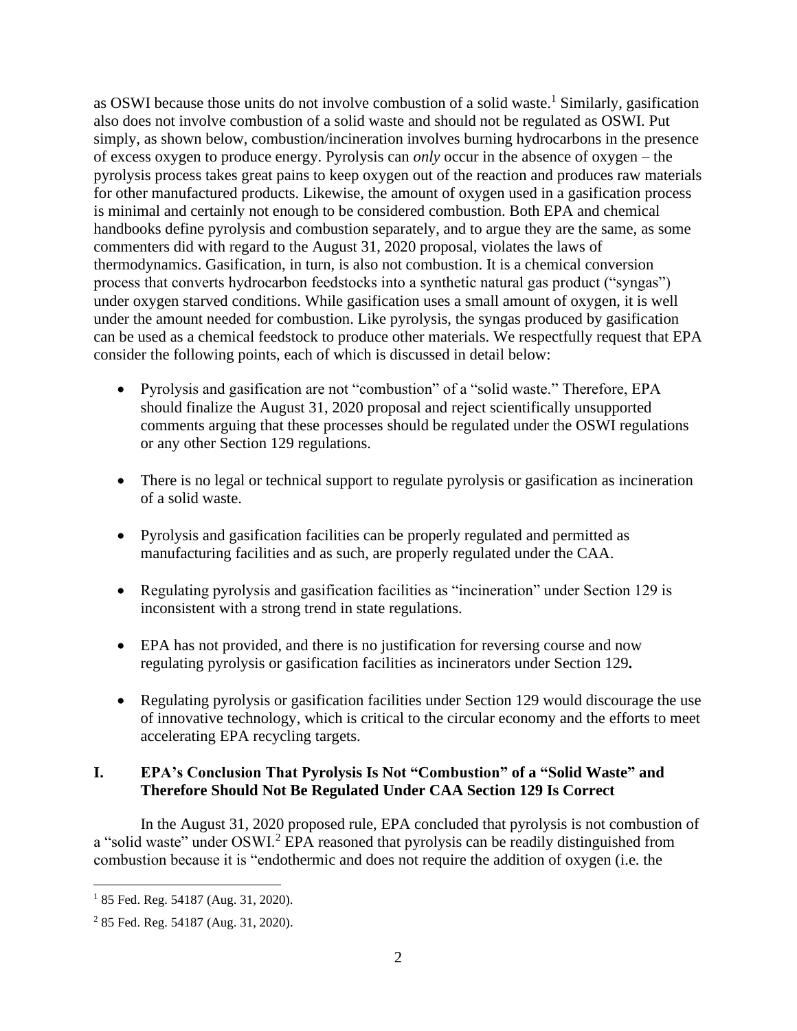as OSWI because those units do not involve combustion of a solid waste.[1] Similarly, gasification also does not involve combustion of a solid waste and should not be regulated as OSWI. Put simply, as shown below, combustion/incineration involves burning hydrocarbons in the presence of excess oxygen to produce energy. Pyrolysis can *only* occur in the absence of oxygen – the pyrolysis process takes great pains to keep oxygen out of the reaction and produces raw materials for other manufactured products. Likewise, the amount of oxygen used in a gasification process is minimal and certainly not enough to be considered combustion. Both EPA and chemical handbooks define pyrolysis and combustion separately, and to argue they are the same, as some commenters did with regard to the August 31, 2020 proposal, violates the laws of thermodynamics. Gasification, in turn, is also not combustion. It is a chemical conversion process that converts hydrocarbon feedstocks into a synthetic natural gas product ("syngas") under oxygen starved conditions. While gasification uses a small amount of oxygen, it is well under the amount needed for combustion. Like pyrolysis, the syngas produced by gasification can be used as a chemical feedstock to produce other materials. We respectfully request that EPA consider the following points, each of which is discussed in detail below:

- Pyrolysis and gasification are not "combustion" of a "solid waste." Therefore, EPA should finalize the August 31, 2020 proposal and reject scientifically unsupported comments arguing that these processes should be regulated under the OSWI regulations or any other Section 129 regulations.
- There is no legal or technical support to regulate pyrolysis or gasification as incineration of a solid waste.
- Pyrolysis and gasification facilities can be properly regulated and permitted as manufacturing facilities and as such, are properly regulated under the CAA.
- Regulating pyrolysis and gasification facilities as "incineration" under Section 129 is inconsistent with a strong trend in state regulations.
- EPA has not provided, and there is no justification for reversing course and now regulating pyrolysis or gasification facilities as incinerators under Section 129**.**
- Regulating pyrolysis or gasification facilities under Section 129 would discourage the use of innovative technology, which is critical to the circular economy and the efforts to meet accelerating EPA recycling targets.

## I. EPA's Conclusion That Pyrolysis Is Not "Combustion" of a "Solid Waste" and Therefore Should Not Be Regulated Under CAA Section 129 Is Correct

In the August 31, 2020 proposed rule, EPA concluded that pyrolysis is not combustion of a "solid waste" under OSWI.[2] EPA reasoned that pyrolysis can be readily distinguished from combustion because it is "endothermic and does not require the addition of oxygen (i.e. the

---

[1] 85 Fed. Reg. 54187 (Aug. 31, 2020).

[2] 85 Fed. Reg. 54187 (Aug. 31, 2020).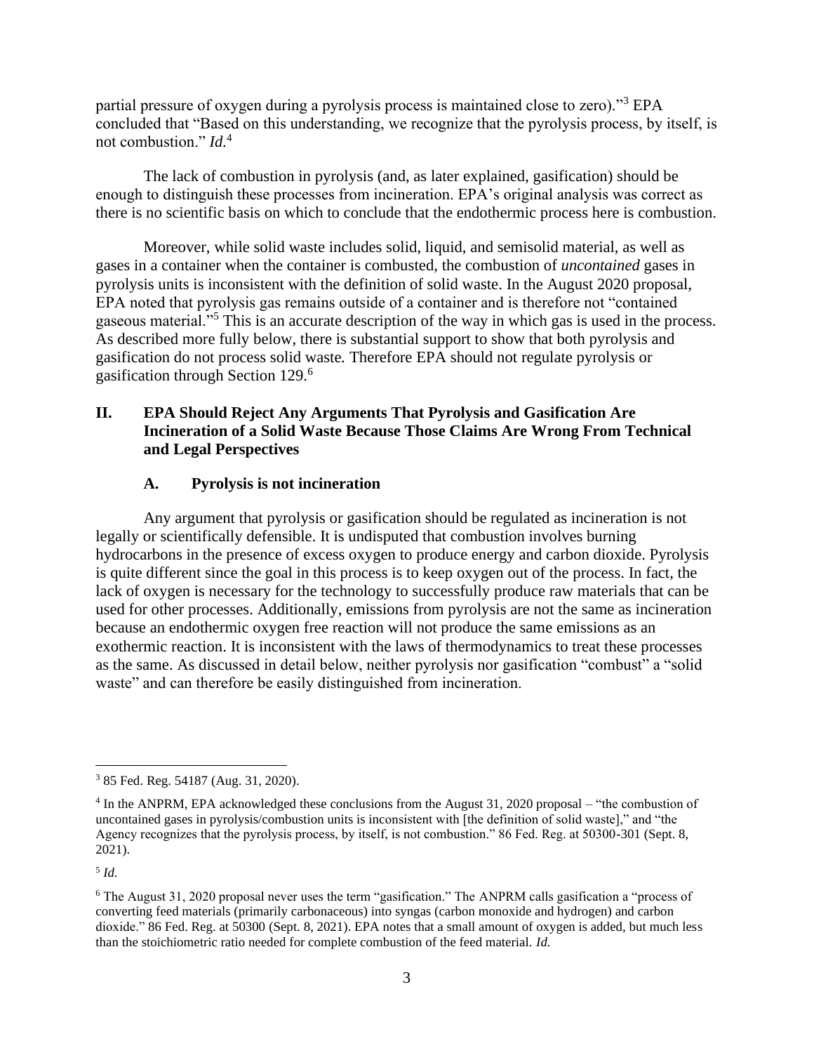partial pressure of oxygen during a pyrolysis process is maintained close to zero)."[3] EPA concluded that "Based on this understanding, we recognize that the pyrolysis process, by itself, is not combustion." *Id.*[4]

The lack of combustion in pyrolysis (and, as later explained, gasification) should be enough to distinguish these processes from incineration. EPA's original analysis was correct as there is no scientific basis on which to conclude that the endothermic process here is combustion.

Moreover, while solid waste includes solid, liquid, and semisolid material, as well as gases in a container when the container is combusted, the combustion of *uncontained* gases in pyrolysis units is inconsistent with the definition of solid waste. In the August 2020 proposal, EPA noted that pyrolysis gas remains outside of a container and is therefore not "contained gaseous material."[5] This is an accurate description of the way in which gas is used in the process. As described more fully below, there is substantial support to show that both pyrolysis and gasification do not process solid waste. Therefore EPA should not regulate pyrolysis or gasification through Section 129.[6]

## II. EPA Should Reject Any Arguments That Pyrolysis and Gasification Are Incineration of a Solid Waste Because Those Claims Are Wrong From Technical and Legal Perspectives

### A. Pyrolysis is not incineration

Any argument that pyrolysis or gasification should be regulated as incineration is not legally or scientifically defensible. It is undisputed that combustion involves burning hydrocarbons in the presence of excess oxygen to produce energy and carbon dioxide. Pyrolysis is quite different since the goal in this process is to keep oxygen out of the process. In fact, the lack of oxygen is necessary for the technology to successfully produce raw materials that can be used for other processes. Additionally, emissions from pyrolysis are not the same as incineration because an endothermic oxygen free reaction will not produce the same emissions as an exothermic reaction. It is inconsistent with the laws of thermodynamics to treat these processes as the same. As discussed in detail below, neither pyrolysis nor gasification "combust" a "solid waste" and can therefore be easily distinguished from incineration.

---

[3] 85 Fed. Reg. 54187 (Aug. 31, 2020).

[4] In the ANPRM, EPA acknowledged these conclusions from the August 31, 2020 proposal – "the combustion of uncontained gases in pyrolysis/combustion units is inconsistent with [the definition of solid waste]," and "the Agency recognizes that the pyrolysis process, by itself, is not combustion." 86 Fed. Reg. at 50300-301 (Sept. 8, 2021).

[5] *Id.*

[6] The August 31, 2020 proposal never uses the term "gasification." The ANPRM calls gasification a "process of converting feed materials (primarily carbonaceous) into syngas (carbon monoxide and hydrogen) and carbon dioxide." 86 Fed. Reg. at 50300 (Sept. 8, 2021). EPA notes that a small amount of oxygen is added, but much less than the stoichiometric ratio needed for complete combustion of the feed material. *Id.*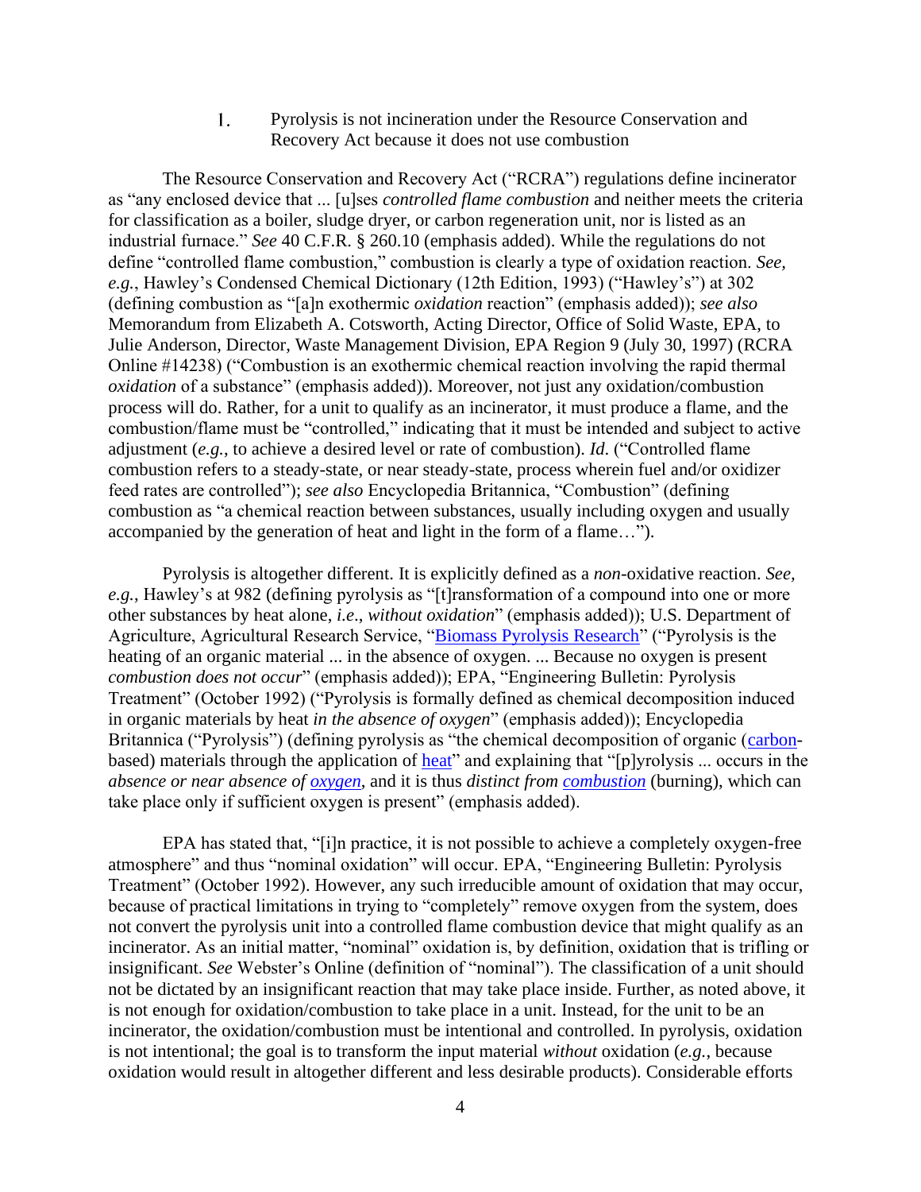### 1. Pyrolysis is not incineration under the Resource Conservation and Recovery Act because it does not use combustion

The Resource Conservation and Recovery Act ("RCRA") regulations define incinerator as "any enclosed device that ... [u]ses *controlled flame combustion* and neither meets the criteria for classification as a boiler, sludge dryer, or carbon regeneration unit, nor is listed as an industrial furnace." *See* 40 C.F.R. § 260.10 (emphasis added). While the regulations do not define "controlled flame combustion," combustion is clearly a type of oxidation reaction. *See, e.g.*, Hawley's Condensed Chemical Dictionary (12th Edition, 1993) ("Hawley's") at 302 (defining combustion as "[a]n exothermic *oxidation* reaction" (emphasis added)); *see also* Memorandum from Elizabeth A. Cotsworth, Acting Director, Office of Solid Waste, EPA, to Julie Anderson, Director, Waste Management Division, EPA Region 9 (July 30, 1997) (RCRA Online #14238) ("Combustion is an exothermic chemical reaction involving the rapid thermal *oxidation* of a substance" (emphasis added)). Moreover, not just any oxidation/combustion process will do. Rather, for a unit to qualify as an incinerator, it must produce a flame, and the combustion/flame must be "controlled," indicating that it must be intended and subject to active adjustment (*e.g.*, to achieve a desired level or rate of combustion). *Id*. ("Controlled flame combustion refers to a steady-state, or near steady-state, process wherein fuel and/or oxidizer feed rates are controlled"); *see also* Encyclopedia Britannica, "Combustion" (defining combustion as "a chemical reaction between substances, usually including oxygen and usually accompanied by the generation of heat and light in the form of a flame…").

Pyrolysis is altogether different. It is explicitly defined as a *non*-oxidative reaction. *See, e.g.*, Hawley's at 982 (defining pyrolysis as "[t]ransformation of a compound into one or more other substances by heat alone, *i.e*., *without oxidation*" (emphasis added)); U.S. Department of Agriculture, Agricultural Research Service, "Biomass Pyrolysis Research" ("Pyrolysis is the heating of an organic material ... in the absence of oxygen. ... Because no oxygen is present *combustion does not occur*" (emphasis added)); EPA, "Engineering Bulletin: Pyrolysis Treatment" (October 1992) ("Pyrolysis is formally defined as chemical decomposition induced in organic materials by heat *in the absence of oxygen*" (emphasis added)); Encyclopedia Britannica ("Pyrolysis") (defining pyrolysis as "the chemical decomposition of organic (carbon-based) materials through the application of heat" and explaining that "[p]yrolysis ... occurs in the *absence or near absence of oxygen*, and it is thus *distinct from combustion* (burning), which can take place only if sufficient oxygen is present" (emphasis added).

EPA has stated that, "[i]n practice, it is not possible to achieve a completely oxygen-free atmosphere" and thus "nominal oxidation" will occur. EPA, "Engineering Bulletin: Pyrolysis Treatment" (October 1992). However, any such irreducible amount of oxidation that may occur, because of practical limitations in trying to "completely" remove oxygen from the system, does not convert the pyrolysis unit into a controlled flame combustion device that might qualify as an incinerator. As an initial matter, "nominal" oxidation is, by definition, oxidation that is trifling or insignificant. *See* Webster's Online (definition of "nominal"). The classification of a unit should not be dictated by an insignificant reaction that may take place inside. Further, as noted above, it is not enough for oxidation/combustion to take place in a unit. Instead, for the unit to be an incinerator, the oxidation/combustion must be intentional and controlled. In pyrolysis, oxidation is not intentional; the goal is to transform the input material *without* oxidation (*e.g.*, because oxidation would result in altogether different and less desirable products). Considerable efforts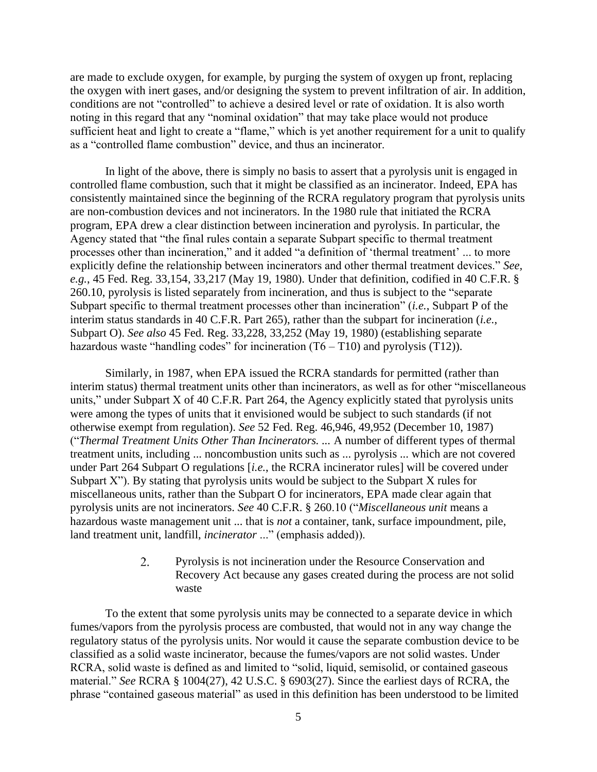are made to exclude oxygen, for example, by purging the system of oxygen up front, replacing the oxygen with inert gases, and/or designing the system to prevent infiltration of air. In addition, conditions are not "controlled" to achieve a desired level or rate of oxidation. It is also worth noting in this regard that any "nominal oxidation" that may take place would not produce sufficient heat and light to create a "flame," which is yet another requirement for a unit to qualify as a "controlled flame combustion" device, and thus an incinerator.

In light of the above, there is simply no basis to assert that a pyrolysis unit is engaged in controlled flame combustion, such that it might be classified as an incinerator. Indeed, EPA has consistently maintained since the beginning of the RCRA regulatory program that pyrolysis units are non-combustion devices and not incinerators. In the 1980 rule that initiated the RCRA program, EPA drew a clear distinction between incineration and pyrolysis. In particular, the Agency stated that "the final rules contain a separate Subpart specific to thermal treatment processes other than incineration," and it added "a definition of 'thermal treatment' ... to more explicitly define the relationship between incinerators and other thermal treatment devices." *See, e.g.*, 45 Fed. Reg. 33,154, 33,217 (May 19, 1980). Under that definition, codified in 40 C.F.R. § 260.10, pyrolysis is listed separately from incineration, and thus is subject to the "separate Subpart specific to thermal treatment processes other than incineration" (*i.e.*, Subpart P of the interim status standards in 40 C.F.R. Part 265), rather than the subpart for incineration (*i.e.*, Subpart O). *See also* 45 Fed. Reg. 33,228, 33,252 (May 19, 1980) (establishing separate hazardous waste "handling codes" for incineration (T6 – T10) and pyrolysis (T12)).

Similarly, in 1987, when EPA issued the RCRA standards for permitted (rather than interim status) thermal treatment units other than incinerators, as well as for other "miscellaneous units," under Subpart X of 40 C.F.R. Part 264, the Agency explicitly stated that pyrolysis units were among the types of units that it envisioned would be subject to such standards (if not otherwise exempt from regulation). *See* 52 Fed. Reg. 46,946, 49,952 (December 10, 1987) ("*Thermal Treatment Units Other Than Incinerators. ...* A number of different types of thermal treatment units, including ... noncombustion units such as ... pyrolysis ... which are not covered under Part 264 Subpart O regulations [*i.e.*, the RCRA incinerator rules] will be covered under Subpart X"). By stating that pyrolysis units would be subject to the Subpart X rules for miscellaneous units, rather than the Subpart O for incinerators, EPA made clear again that pyrolysis units are not incinerators. *See* 40 C.F.R. § 260.10 ("*Miscellaneous unit* means a hazardous waste management unit ... that is *not* a container, tank, surface impoundment, pile, land treatment unit, landfill, *incinerator* ..." (emphasis added)).

2. Pyrolysis is not incineration under the Resource Conservation and Recovery Act because any gases created during the process are not solid waste

To the extent that some pyrolysis units may be connected to a separate device in which fumes/vapors from the pyrolysis process are combusted, that would not in any way change the regulatory status of the pyrolysis units. Nor would it cause the separate combustion device to be classified as a solid waste incinerator, because the fumes/vapors are not solid wastes. Under RCRA, solid waste is defined as and limited to "solid, liquid, semisolid, or contained gaseous material." *See* RCRA § 1004(27), 42 U.S.C. § 6903(27). Since the earliest days of RCRA, the phrase "contained gaseous material" as used in this definition has been understood to be limited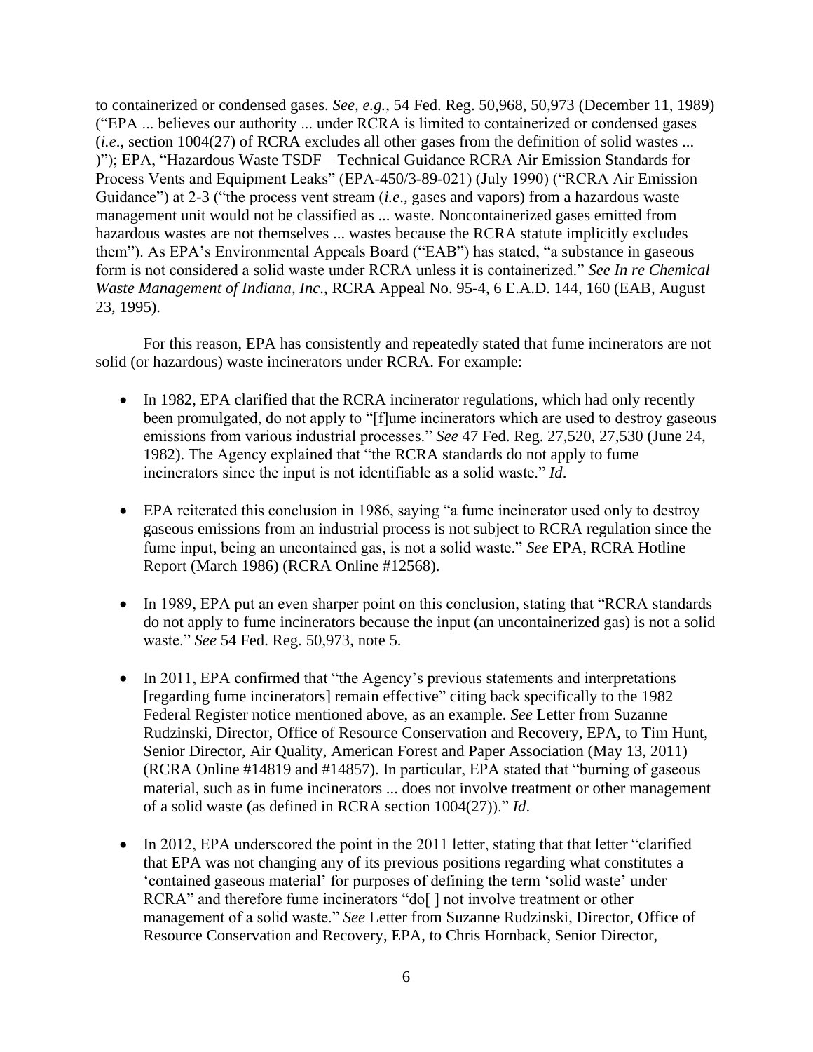to containerized or condensed gases. *See, e.g.*, 54 Fed. Reg. 50,968, 50,973 (December 11, 1989) ("EPA ... believes our authority ... under RCRA is limited to containerized or condensed gases (*i.e*., section 1004(27) of RCRA excludes all other gases from the definition of solid wastes ... )"); EPA, "Hazardous Waste TSDF – Technical Guidance RCRA Air Emission Standards for Process Vents and Equipment Leaks" (EPA-450/3-89-021) (July 1990) ("RCRA Air Emission Guidance") at 2-3 ("the process vent stream (*i.e*., gases and vapors) from a hazardous waste management unit would not be classified as ... waste. Noncontainerized gases emitted from hazardous wastes are not themselves ... wastes because the RCRA statute implicitly excludes them"). As EPA's Environmental Appeals Board ("EAB") has stated, "a substance in gaseous form is not considered a solid waste under RCRA unless it is containerized." *See In re Chemical Waste Management of Indiana, Inc*., RCRA Appeal No. 95-4, 6 E.A.D. 144, 160 (EAB, August 23, 1995).

For this reason, EPA has consistently and repeatedly stated that fume incinerators are not solid (or hazardous) waste incinerators under RCRA. For example:

- In 1982, EPA clarified that the RCRA incinerator regulations, which had only recently been promulgated, do not apply to "[f]ume incinerators which are used to destroy gaseous emissions from various industrial processes." *See* 47 Fed. Reg. 27,520, 27,530 (June 24, 1982). The Agency explained that "the RCRA standards do not apply to fume incinerators since the input is not identifiable as a solid waste." *Id*.

- EPA reiterated this conclusion in 1986, saying "a fume incinerator used only to destroy gaseous emissions from an industrial process is not subject to RCRA regulation since the fume input, being an uncontained gas, is not a solid waste." *See* EPA, RCRA Hotline Report (March 1986) (RCRA Online #12568).

- In 1989, EPA put an even sharper point on this conclusion, stating that "RCRA standards do not apply to fume incinerators because the input (an uncontainerized gas) is not a solid waste." *See* 54 Fed. Reg. 50,973, note 5.

- In 2011, EPA confirmed that "the Agency's previous statements and interpretations [regarding fume incinerators] remain effective" citing back specifically to the 1982 Federal Register notice mentioned above, as an example. *See* Letter from Suzanne Rudzinski, Director, Office of Resource Conservation and Recovery, EPA, to Tim Hunt, Senior Director, Air Quality, American Forest and Paper Association (May 13, 2011) (RCRA Online #14819 and #14857). In particular, EPA stated that "burning of gaseous material, such as in fume incinerators ... does not involve treatment or other management of a solid waste (as defined in RCRA section 1004(27))." *Id*.

- In 2012, EPA underscored the point in the 2011 letter, stating that that letter "clarified that EPA was not changing any of its previous positions regarding what constitutes a 'contained gaseous material' for purposes of defining the term 'solid waste' under RCRA" and therefore fume incinerators "do[ ] not involve treatment or other management of a solid waste." *See* Letter from Suzanne Rudzinski, Director, Office of Resource Conservation and Recovery, EPA, to Chris Hornback, Senior Director,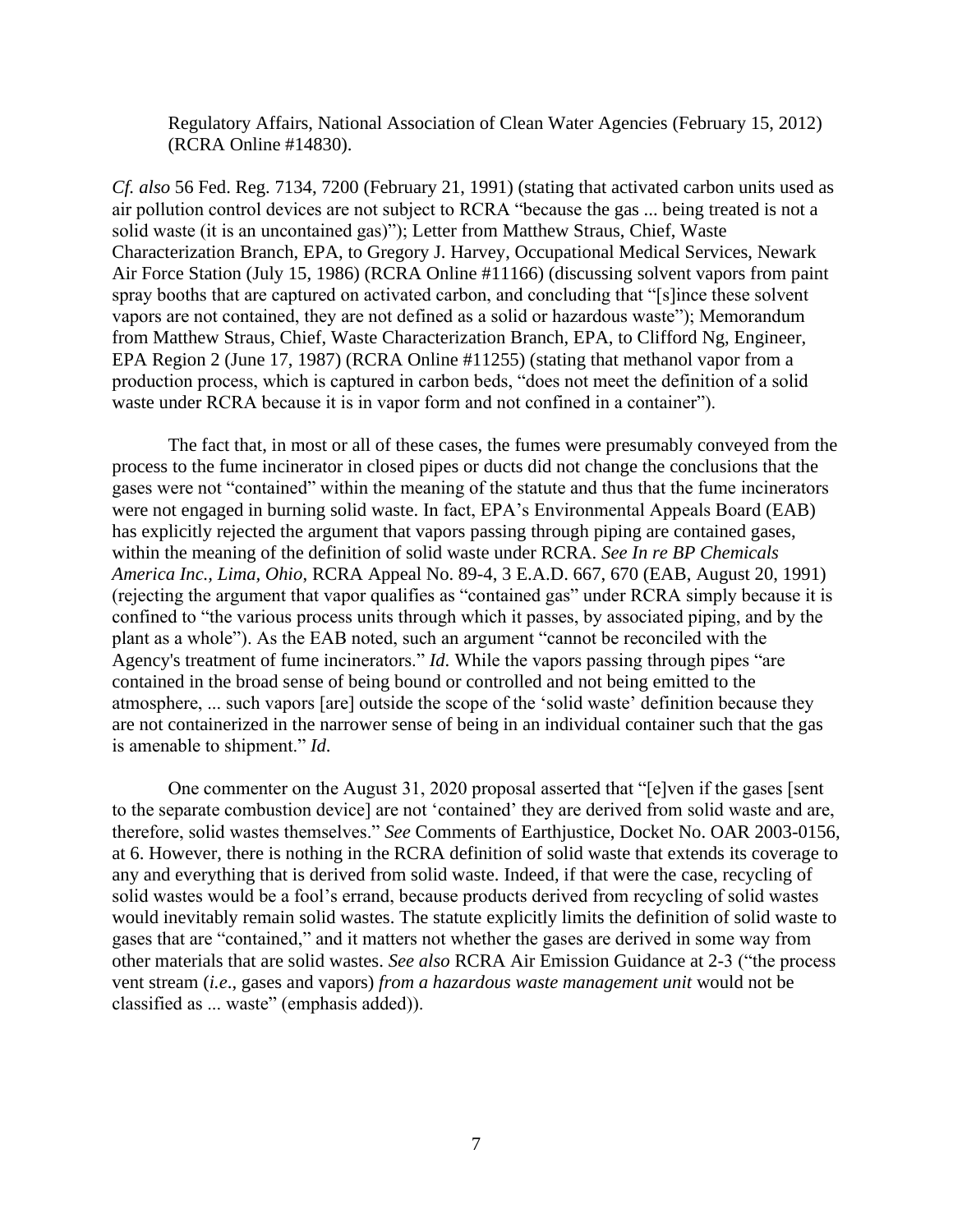Regulatory Affairs, National Association of Clean Water Agencies (February 15, 2012) (RCRA Online #14830).

*Cf. also* 56 Fed. Reg. 7134, 7200 (February 21, 1991) (stating that activated carbon units used as air pollution control devices are not subject to RCRA "because the gas ... being treated is not a solid waste (it is an uncontained gas)"); Letter from Matthew Straus, Chief, Waste Characterization Branch, EPA, to Gregory J. Harvey, Occupational Medical Services, Newark Air Force Station (July 15, 1986) (RCRA Online #11166) (discussing solvent vapors from paint spray booths that are captured on activated carbon, and concluding that "[s]ince these solvent vapors are not contained, they are not defined as a solid or hazardous waste"); Memorandum from Matthew Straus, Chief, Waste Characterization Branch, EPA, to Clifford Ng, Engineer, EPA Region 2 (June 17, 1987) (RCRA Online #11255) (stating that methanol vapor from a production process, which is captured in carbon beds, "does not meet the definition of a solid waste under RCRA because it is in vapor form and not confined in a container").

The fact that, in most or all of these cases, the fumes were presumably conveyed from the process to the fume incinerator in closed pipes or ducts did not change the conclusions that the gases were not "contained" within the meaning of the statute and thus that the fume incinerators were not engaged in burning solid waste. In fact, EPA's Environmental Appeals Board (EAB) has explicitly rejected the argument that vapors passing through piping are contained gases, within the meaning of the definition of solid waste under RCRA. *See In re BP Chemicals America Inc., Lima, Ohio*, RCRA Appeal No. 89-4, 3 E.A.D. 667, 670 (EAB, August 20, 1991) (rejecting the argument that vapor qualifies as "contained gas" under RCRA simply because it is confined to "the various process units through which it passes, by associated piping, and by the plant as a whole"). As the EAB noted, such an argument "cannot be reconciled with the Agency's treatment of fume incinerators." *Id*. While the vapors passing through pipes "are contained in the broad sense of being bound or controlled and not being emitted to the atmosphere, ... such vapors [are] outside the scope of the 'solid waste' definition because they are not containerized in the narrower sense of being in an individual container such that the gas is amenable to shipment." *Id*.

One commenter on the August 31, 2020 proposal asserted that "[e]ven if the gases [sent to the separate combustion device] are not 'contained' they are derived from solid waste and are, therefore, solid wastes themselves." *See* Comments of Earthjustice, Docket No. OAR 2003-0156, at 6. However, there is nothing in the RCRA definition of solid waste that extends its coverage to any and everything that is derived from solid waste. Indeed, if that were the case, recycling of solid wastes would be a fool's errand, because products derived from recycling of solid wastes would inevitably remain solid wastes. The statute explicitly limits the definition of solid waste to gases that are "contained," and it matters not whether the gases are derived in some way from other materials that are solid wastes. *See also* RCRA Air Emission Guidance at 2-3 ("the process vent stream (*i.e*., gases and vapors) *from a hazardous waste management unit* would not be classified as ... waste" (emphasis added)).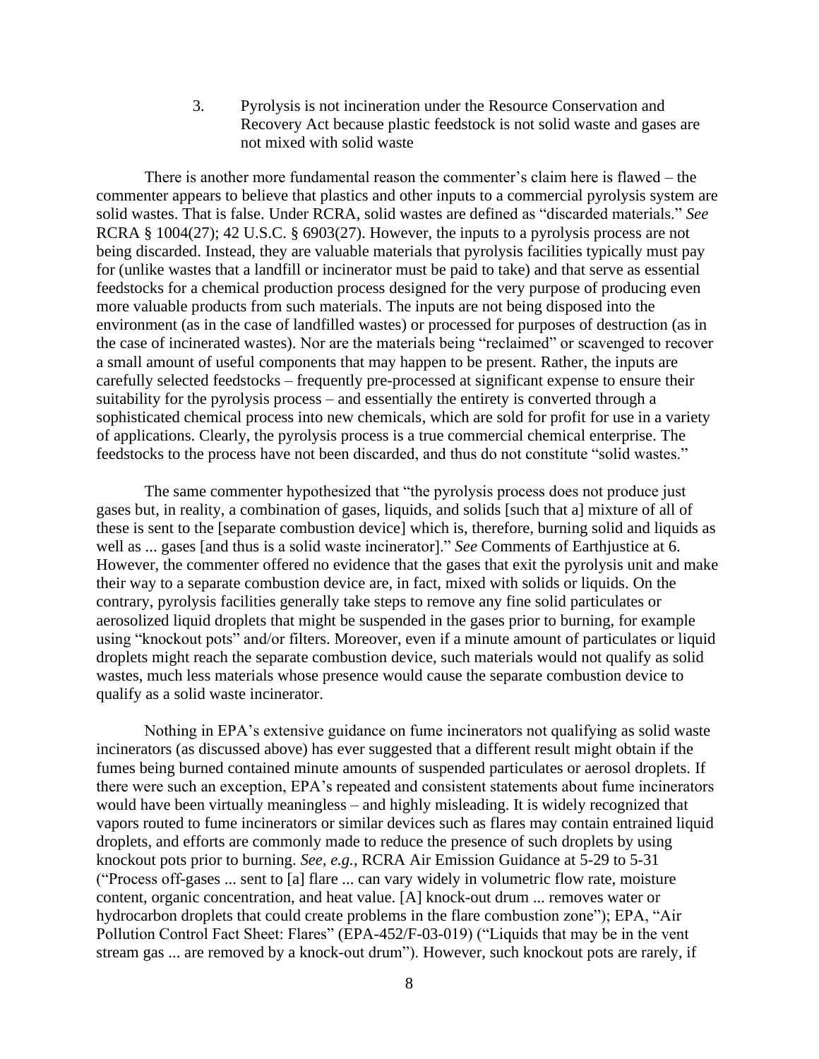3. Pyrolysis is not incineration under the Resource Conservation and Recovery Act because plastic feedstock is not solid waste and gases are not mixed with solid waste

There is another more fundamental reason the commenter's claim here is flawed – the commenter appears to believe that plastics and other inputs to a commercial pyrolysis system are solid wastes. That is false. Under RCRA, solid wastes are defined as "discarded materials." *See* RCRA § 1004(27); 42 U.S.C. § 6903(27). However, the inputs to a pyrolysis process are not being discarded. Instead, they are valuable materials that pyrolysis facilities typically must pay for (unlike wastes that a landfill or incinerator must be paid to take) and that serve as essential feedstocks for a chemical production process designed for the very purpose of producing even more valuable products from such materials. The inputs are not being disposed into the environment (as in the case of landfilled wastes) or processed for purposes of destruction (as in the case of incinerated wastes). Nor are the materials being "reclaimed" or scavenged to recover a small amount of useful components that may happen to be present. Rather, the inputs are carefully selected feedstocks – frequently pre-processed at significant expense to ensure their suitability for the pyrolysis process – and essentially the entirety is converted through a sophisticated chemical process into new chemicals, which are sold for profit for use in a variety of applications. Clearly, the pyrolysis process is a true commercial chemical enterprise. The feedstocks to the process have not been discarded, and thus do not constitute "solid wastes."

The same commenter hypothesized that "the pyrolysis process does not produce just gases but, in reality, a combination of gases, liquids, and solids [such that a] mixture of all of these is sent to the [separate combustion device] which is, therefore, burning solid and liquids as well as ... gases [and thus is a solid waste incinerator]." *See* Comments of Earthjustice at 6. However, the commenter offered no evidence that the gases that exit the pyrolysis unit and make their way to a separate combustion device are, in fact, mixed with solids or liquids. On the contrary, pyrolysis facilities generally take steps to remove any fine solid particulates or aerosolized liquid droplets that might be suspended in the gases prior to burning, for example using "knockout pots" and/or filters. Moreover, even if a minute amount of particulates or liquid droplets might reach the separate combustion device, such materials would not qualify as solid wastes, much less materials whose presence would cause the separate combustion device to qualify as a solid waste incinerator.

Nothing in EPA's extensive guidance on fume incinerators not qualifying as solid waste incinerators (as discussed above) has ever suggested that a different result might obtain if the fumes being burned contained minute amounts of suspended particulates or aerosol droplets. If there were such an exception, EPA's repeated and consistent statements about fume incinerators would have been virtually meaningless – and highly misleading. It is widely recognized that vapors routed to fume incinerators or similar devices such as flares may contain entrained liquid droplets, and efforts are commonly made to reduce the presence of such droplets by using knockout pots prior to burning. *See, e.g.*, RCRA Air Emission Guidance at 5-29 to 5-31 ("Process off-gases ... sent to [a] flare ... can vary widely in volumetric flow rate, moisture content, organic concentration, and heat value. [A] knock-out drum ... removes water or hydrocarbon droplets that could create problems in the flare combustion zone"); EPA, "Air Pollution Control Fact Sheet: Flares" (EPA-452/F-03-019) ("Liquids that may be in the vent stream gas ... are removed by a knock-out drum"). However, such knockout pots are rarely, if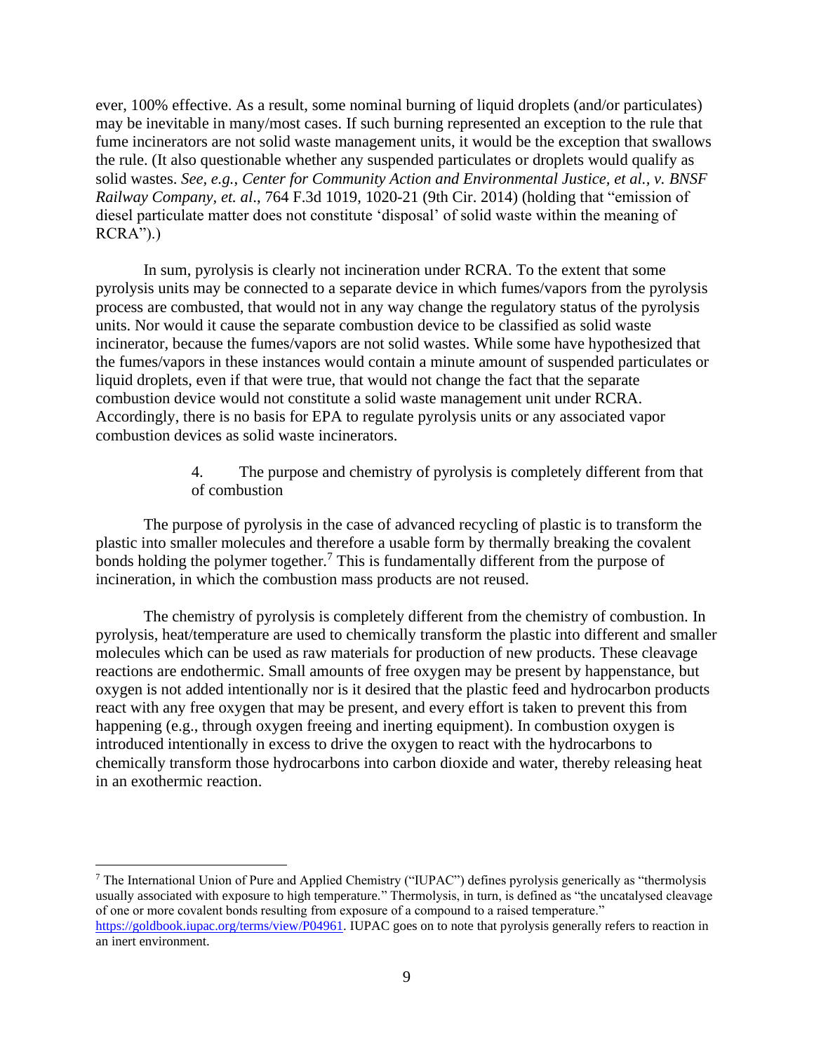ever, 100% effective. As a result, some nominal burning of liquid droplets (and/or particulates) may be inevitable in many/most cases. If such burning represented an exception to the rule that fume incinerators are not solid waste management units, it would be the exception that swallows the rule. (It also questionable whether any suspended particulates or droplets would qualify as solid wastes. *See, e.g.*, *Center for Community Action and Environmental Justice, et al., v. BNSF Railway Company, et. al*., 764 F.3d 1019, 1020-21 (9th Cir. 2014) (holding that "emission of diesel particulate matter does not constitute 'disposal' of solid waste within the meaning of RCRA").)

In sum, pyrolysis is clearly not incineration under RCRA. To the extent that some pyrolysis units may be connected to a separate device in which fumes/vapors from the pyrolysis process are combusted, that would not in any way change the regulatory status of the pyrolysis units. Nor would it cause the separate combustion device to be classified as solid waste incinerator, because the fumes/vapors are not solid wastes. While some have hypothesized that the fumes/vapors in these instances would contain a minute amount of suspended particulates or liquid droplets, even if that were true, that would not change the fact that the separate combustion device would not constitute a solid waste management unit under RCRA. Accordingly, there is no basis for EPA to regulate pyrolysis units or any associated vapor combustion devices as solid waste incinerators.

4. The purpose and chemistry of pyrolysis is completely different from that of combustion

The purpose of pyrolysis in the case of advanced recycling of plastic is to transform the plastic into smaller molecules and therefore a usable form by thermally breaking the covalent bonds holding the polymer together.[7] This is fundamentally different from the purpose of incineration, in which the combustion mass products are not reused.

The chemistry of pyrolysis is completely different from the chemistry of combustion. In pyrolysis, heat/temperature are used to chemically transform the plastic into different and smaller molecules which can be used as raw materials for production of new products. These cleavage reactions are endothermic. Small amounts of free oxygen may be present by happenstance, but oxygen is not added intentionally nor is it desired that the plastic feed and hydrocarbon products react with any free oxygen that may be present, and every effort is taken to prevent this from happening (e.g., through oxygen freeing and inerting equipment). In combustion oxygen is introduced intentionally in excess to drive the oxygen to react with the hydrocarbons to chemically transform those hydrocarbons into carbon dioxide and water, thereby releasing heat in an exothermic reaction.

[7] The International Union of Pure and Applied Chemistry ("IUPAC") defines pyrolysis generically as "thermolysis usually associated with exposure to high temperature." Thermolysis, in turn, is defined as "the uncatalysed cleavage of one or more covalent bonds resulting from exposure of a compound to a raised temperature." https://goldbook.iupac.org/terms/view/P04961. IUPAC goes on to note that pyrolysis generally refers to reaction in an inert environment.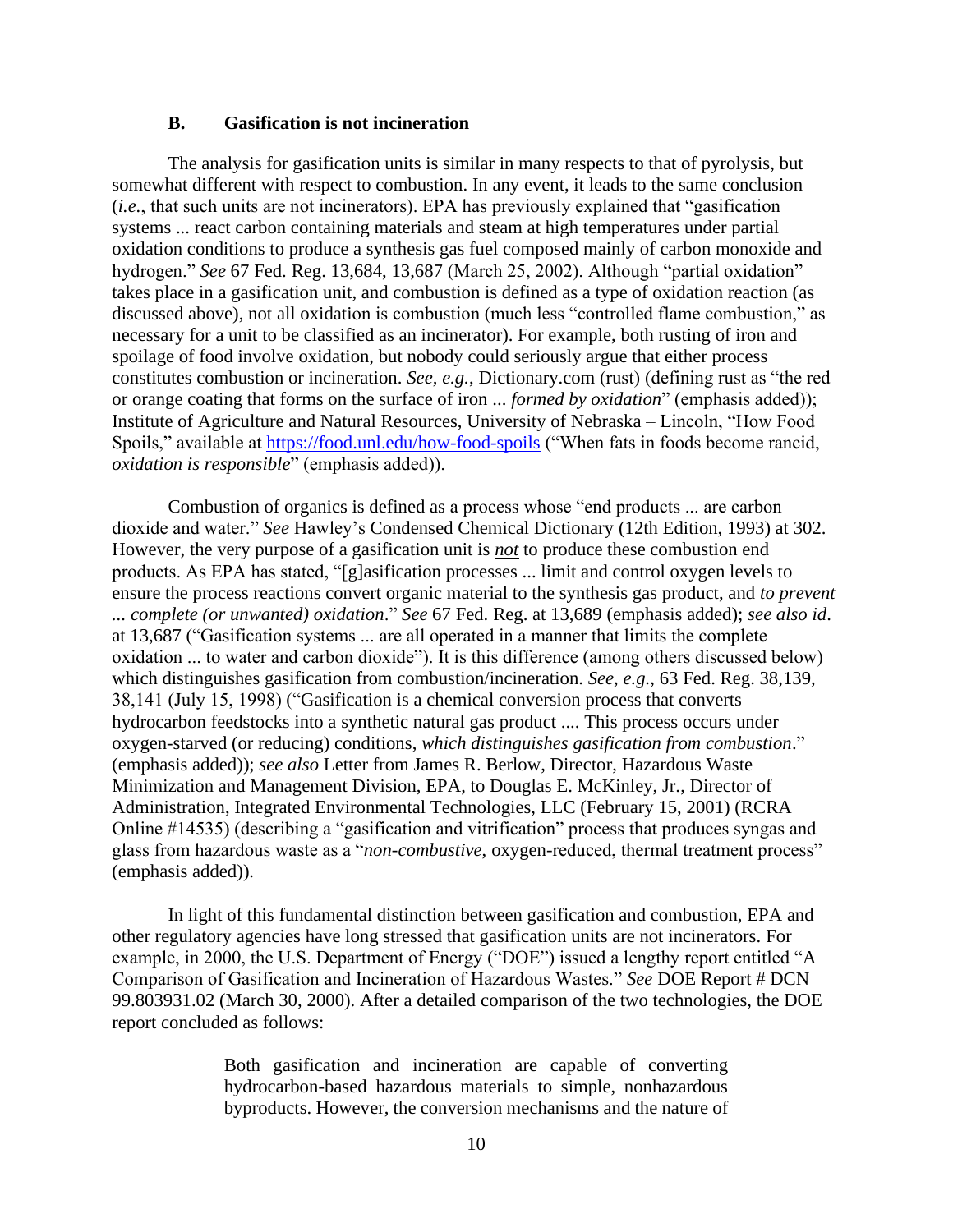### B. Gasification is not incineration

The analysis for gasification units is similar in many respects to that of pyrolysis, but somewhat different with respect to combustion. In any event, it leads to the same conclusion (*i.e.*, that such units are not incinerators). EPA has previously explained that "gasification systems ... react carbon containing materials and steam at high temperatures under partial oxidation conditions to produce a synthesis gas fuel composed mainly of carbon monoxide and hydrogen." *See* 67 Fed. Reg. 13,684, 13,687 (March 25, 2002). Although "partial oxidation" takes place in a gasification unit, and combustion is defined as a type of oxidation reaction (as discussed above), not all oxidation is combustion (much less "controlled flame combustion," as necessary for a unit to be classified as an incinerator). For example, both rusting of iron and spoilage of food involve oxidation, but nobody could seriously argue that either process constitutes combustion or incineration. *See, e.g.*, Dictionary.com (rust) (defining rust as "the red or orange coating that forms on the surface of iron ... *formed by oxidation*" (emphasis added)); Institute of Agriculture and Natural Resources, University of Nebraska – Lincoln, "How Food Spoils," available at https://food.unl.edu/how-food-spoils ("When fats in foods become rancid, *oxidation is responsible*" (emphasis added)).

Combustion of organics is defined as a process whose "end products ... are carbon dioxide and water." *See* Hawley's Condensed Chemical Dictionary (12th Edition, 1993) at 302. However, the very purpose of a gasification unit is ***not*** to produce these combustion end products. As EPA has stated, "[g]asification processes ... limit and control oxygen levels to ensure the process reactions convert organic material to the synthesis gas product, and *to prevent ... complete (or unwanted) oxidation*." *See* 67 Fed. Reg. at 13,689 (emphasis added); *see also id*. at 13,687 ("Gasification systems ... are all operated in a manner that limits the complete oxidation ... to water and carbon dioxide"). It is this difference (among others discussed below) which distinguishes gasification from combustion/incineration. *See, e.g.*, 63 Fed. Reg. 38,139, 38,141 (July 15, 1998) ("Gasification is a chemical conversion process that converts hydrocarbon feedstocks into a synthetic natural gas product .... This process occurs under oxygen-starved (or reducing) conditions, *which distinguishes gasification from combustion*." (emphasis added)); *see also* Letter from James R. Berlow, Director, Hazardous Waste Minimization and Management Division, EPA, to Douglas E. McKinley, Jr., Director of Administration, Integrated Environmental Technologies, LLC (February 15, 2001) (RCRA Online #14535) (describing a "gasification and vitrification" process that produces syngas and glass from hazardous waste as a "*non-combustive*, oxygen-reduced, thermal treatment process" (emphasis added)).

In light of this fundamental distinction between gasification and combustion, EPA and other regulatory agencies have long stressed that gasification units are not incinerators. For example, in 2000, the U.S. Department of Energy ("DOE") issued a lengthy report entitled "A Comparison of Gasification and Incineration of Hazardous Wastes." *See* DOE Report # DCN 99.803931.02 (March 30, 2000). After a detailed comparison of the two technologies, the DOE report concluded as follows:

> Both gasification and incineration are capable of converting hydrocarbon-based hazardous materials to simple, nonhazardous byproducts. However, the conversion mechanisms and the nature of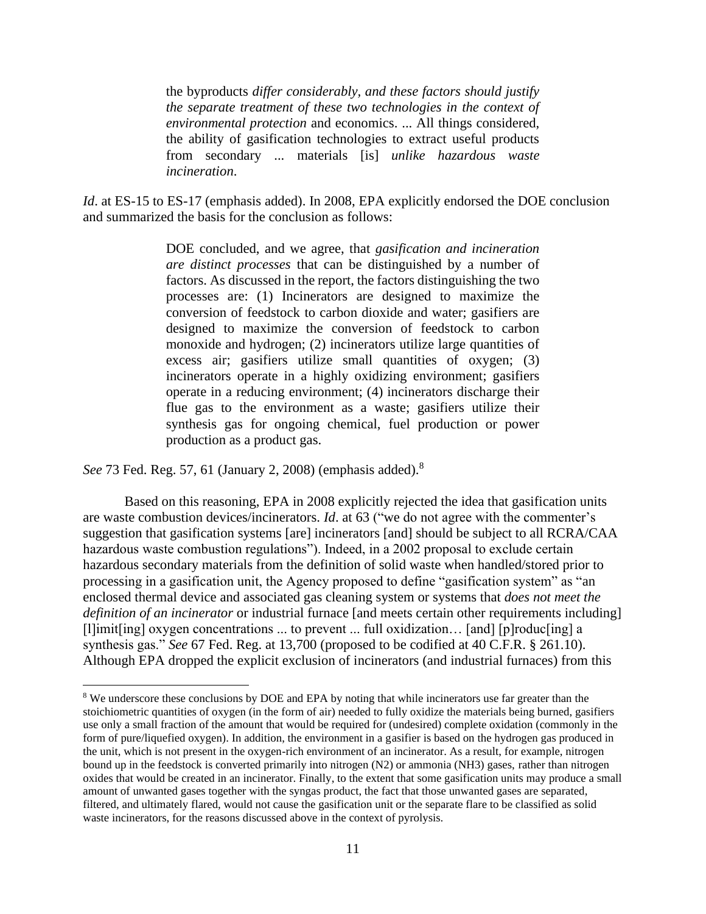> the byproducts *differ considerably, and these factors should justify the separate treatment of these two technologies in the context of environmental protection* and economics. ... All things considered, the ability of gasification technologies to extract useful products from secondary ... materials [is] *unlike hazardous waste incineration*.

*Id*. at ES-15 to ES-17 (emphasis added). In 2008, EPA explicitly endorsed the DOE conclusion and summarized the basis for the conclusion as follows:

> DOE concluded, and we agree, that *gasification and incineration are distinct processes* that can be distinguished by a number of factors. As discussed in the report, the factors distinguishing the two processes are: (1) Incinerators are designed to maximize the conversion of feedstock to carbon dioxide and water; gasifiers are designed to maximize the conversion of feedstock to carbon monoxide and hydrogen; (2) incinerators utilize large quantities of excess air; gasifiers utilize small quantities of oxygen; (3) incinerators operate in a highly oxidizing environment; gasifiers operate in a reducing environment; (4) incinerators discharge their flue gas to the environment as a waste; gasifiers utilize their synthesis gas for ongoing chemical, fuel production or power production as a product gas.

*See* 73 Fed. Reg. 57, 61 (January 2, 2008) (emphasis added).[8]

Based on this reasoning, EPA in 2008 explicitly rejected the idea that gasification units are waste combustion devices/incinerators. *Id*. at 63 ("we do not agree with the commenter's suggestion that gasification systems [are] incinerators [and] should be subject to all RCRA/CAA hazardous waste combustion regulations"). Indeed, in a 2002 proposal to exclude certain hazardous secondary materials from the definition of solid waste when handled/stored prior to processing in a gasification unit, the Agency proposed to define "gasification system" as "an enclosed thermal device and associated gas cleaning system or systems that *does not meet the definition of an incinerator* or industrial furnace [and meets certain other requirements including] [l]imit[ing] oxygen concentrations ... to prevent ... full oxidization… [and] [p]roduc[ing] a synthesis gas." *See* 67 Fed. Reg. at 13,700 (proposed to be codified at 40 C.F.R. § 261.10). Although EPA dropped the explicit exclusion of incinerators (and industrial furnaces) from this

---

[8] We underscore these conclusions by DOE and EPA by noting that while incinerators use far greater than the stoichiometric quantities of oxygen (in the form of air) needed to fully oxidize the materials being burned, gasifiers use only a small fraction of the amount that would be required for (undesired) complete oxidation (commonly in the form of pure/liquefied oxygen). In addition, the environment in a gasifier is based on the hydrogen gas produced in the unit, which is not present in the oxygen-rich environment of an incinerator. As a result, for example, nitrogen bound up in the feedstock is converted primarily into nitrogen ($N_2$) or ammonia ($NH_3$) gases, rather than nitrogen oxides that would be created in an incinerator. Finally, to the extent that some gasification units may produce a small amount of unwanted gases together with the syngas product, the fact that those unwanted gases are separated, filtered, and ultimately flared, would not cause the gasification unit or the separate flare to be classified as solid waste incinerators, for the reasons discussed above in the context of pyrolysis.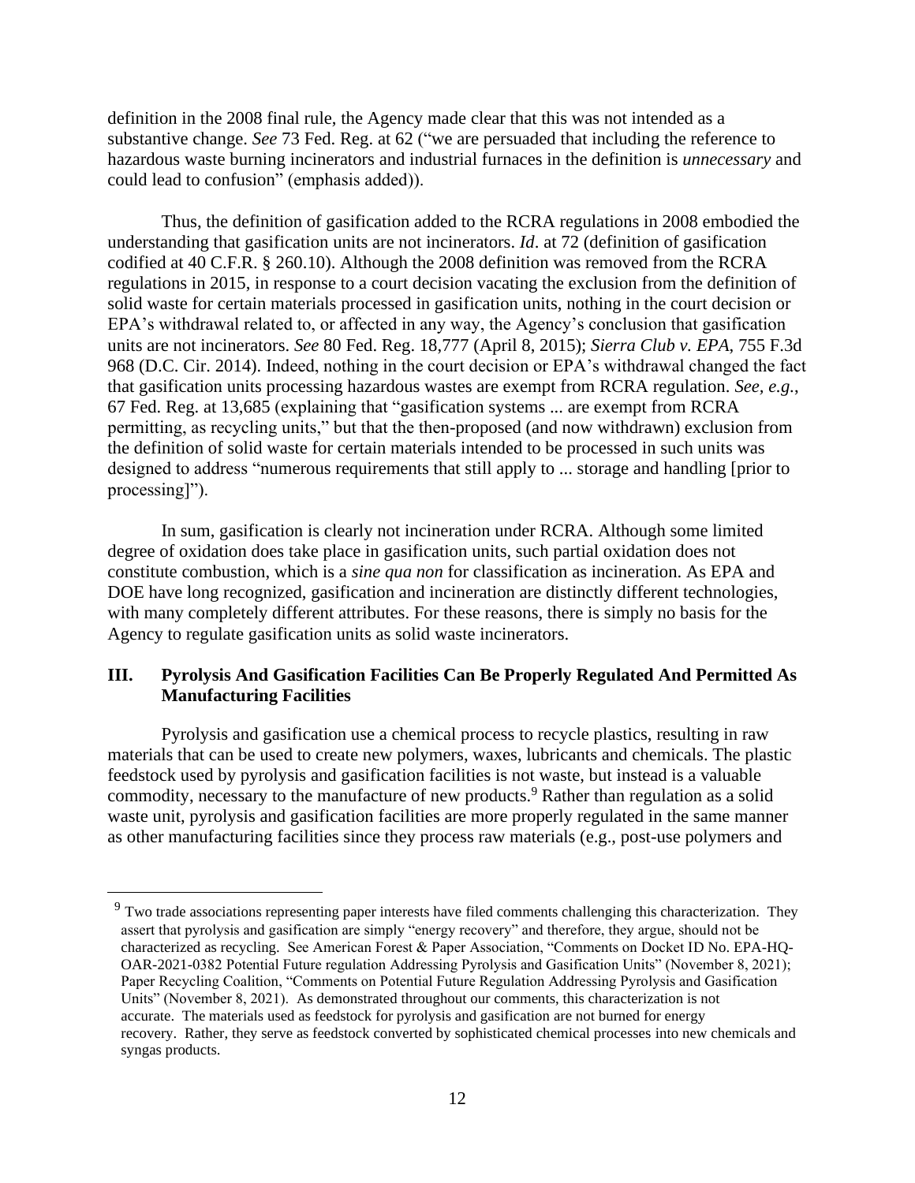definition in the 2008 final rule, the Agency made clear that this was not intended as a substantive change. *See* 73 Fed. Reg. at 62 ("we are persuaded that including the reference to hazardous waste burning incinerators and industrial furnaces in the definition is *unnecessary* and could lead to confusion" (emphasis added)).

Thus, the definition of gasification added to the RCRA regulations in 2008 embodied the understanding that gasification units are not incinerators. *Id*. at 72 (definition of gasification codified at 40 C.F.R. § 260.10). Although the 2008 definition was removed from the RCRA regulations in 2015, in response to a court decision vacating the exclusion from the definition of solid waste for certain materials processed in gasification units, nothing in the court decision or EPA's withdrawal related to, or affected in any way, the Agency's conclusion that gasification units are not incinerators. *See* 80 Fed. Reg. 18,777 (April 8, 2015); *Sierra Club v. EPA*, 755 F.3d 968 (D.C. Cir. 2014). Indeed, nothing in the court decision or EPA's withdrawal changed the fact that gasification units processing hazardous wastes are exempt from RCRA regulation. *See, e.g.*, 67 Fed. Reg. at 13,685 (explaining that "gasification systems ... are exempt from RCRA permitting, as recycling units," but that the then-proposed (and now withdrawn) exclusion from the definition of solid waste for certain materials intended to be processed in such units was designed to address "numerous requirements that still apply to ... storage and handling [prior to processing]").

In sum, gasification is clearly not incineration under RCRA. Although some limited degree of oxidation does take place in gasification units, such partial oxidation does not constitute combustion, which is a *sine qua non* for classification as incineration. As EPA and DOE have long recognized, gasification and incineration are distinctly different technologies, with many completely different attributes. For these reasons, there is simply no basis for the Agency to regulate gasification units as solid waste incinerators.

## III. Pyrolysis And Gasification Facilities Can Be Properly Regulated And Permitted As Manufacturing Facilities

Pyrolysis and gasification use a chemical process to recycle plastics, resulting in raw materials that can be used to create new polymers, waxes, lubricants and chemicals. The plastic feedstock used by pyrolysis and gasification facilities is not waste, but instead is a valuable commodity, necessary to the manufacture of new products.[9] Rather than regulation as a solid waste unit, pyrolysis and gasification facilities are more properly regulated in the same manner as other manufacturing facilities since they process raw materials (e.g., post-use polymers and

[9] Two trade associations representing paper interests have filed comments challenging this characterization. They assert that pyrolysis and gasification are simply "energy recovery" and therefore, they argue, should not be characterized as recycling. See American Forest & Paper Association, "Comments on Docket ID No. EPA-HQ-OAR-2021-0382 Potential Future regulation Addressing Pyrolysis and Gasification Units" (November 8, 2021); Paper Recycling Coalition, "Comments on Potential Future Regulation Addressing Pyrolysis and Gasification Units" (November 8, 2021). As demonstrated throughout our comments, this characterization is not accurate. The materials used as feedstock for pyrolysis and gasification are not burned for energy recovery. Rather, they serve as feedstock converted by sophisticated chemical processes into new chemicals and syngas products.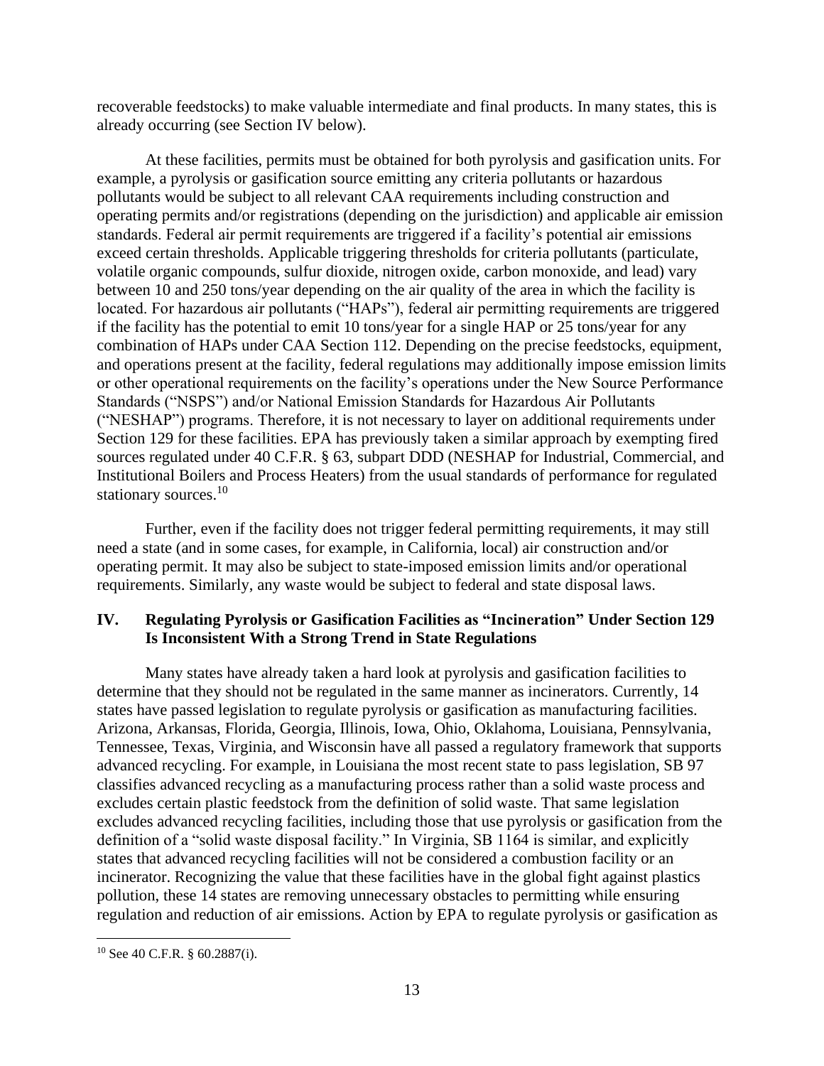recoverable feedstocks) to make valuable intermediate and final products. In many states, this is already occurring (see Section IV below).

At these facilities, permits must be obtained for both pyrolysis and gasification units. For example, a pyrolysis or gasification source emitting any criteria pollutants or hazardous pollutants would be subject to all relevant CAA requirements including construction and operating permits and/or registrations (depending on the jurisdiction) and applicable air emission standards. Federal air permit requirements are triggered if a facility's potential air emissions exceed certain thresholds. Applicable triggering thresholds for criteria pollutants (particulate, volatile organic compounds, sulfur dioxide, nitrogen oxide, carbon monoxide, and lead) vary between 10 and 250 tons/year depending on the air quality of the area in which the facility is located. For hazardous air pollutants ("HAPs"), federal air permitting requirements are triggered if the facility has the potential to emit 10 tons/year for a single HAP or 25 tons/year for any combination of HAPs under CAA Section 112. Depending on the precise feedstocks, equipment, and operations present at the facility, federal regulations may additionally impose emission limits or other operational requirements on the facility's operations under the New Source Performance Standards ("NSPS") and/or National Emission Standards for Hazardous Air Pollutants ("NESHAP") programs. Therefore, it is not necessary to layer on additional requirements under Section 129 for these facilities. EPA has previously taken a similar approach by exempting fired sources regulated under 40 C.F.R. § 63, subpart DDD (NESHAP for Industrial, Commercial, and Institutional Boilers and Process Heaters) from the usual standards of performance for regulated stationary sources.[10]

Further, even if the facility does not trigger federal permitting requirements, it may still need a state (and in some cases, for example, in California, local) air construction and/or operating permit. It may also be subject to state-imposed emission limits and/or operational requirements. Similarly, any waste would be subject to federal and state disposal laws.

## IV. Regulating Pyrolysis or Gasification Facilities as "Incineration" Under Section 129 Is Inconsistent With a Strong Trend in State Regulations

Many states have already taken a hard look at pyrolysis and gasification facilities to determine that they should not be regulated in the same manner as incinerators. Currently, 14 states have passed legislation to regulate pyrolysis or gasification as manufacturing facilities. Arizona, Arkansas, Florida, Georgia, Illinois, Iowa, Ohio, Oklahoma, Louisiana, Pennsylvania, Tennessee, Texas, Virginia, and Wisconsin have all passed a regulatory framework that supports advanced recycling. For example, in Louisiana the most recent state to pass legislation, SB 97 classifies advanced recycling as a manufacturing process rather than a solid waste process and excludes certain plastic feedstock from the definition of solid waste. That same legislation excludes advanced recycling facilities, including those that use pyrolysis or gasification from the definition of a "solid waste disposal facility." In Virginia, SB 1164 is similar, and explicitly states that advanced recycling facilities will not be considered a combustion facility or an incinerator. Recognizing the value that these facilities have in the global fight against plastics pollution, these 14 states are removing unnecessary obstacles to permitting while ensuring regulation and reduction of air emissions. Action by EPA to regulate pyrolysis or gasification as

[10] See 40 C.F.R. § 60.2887(i).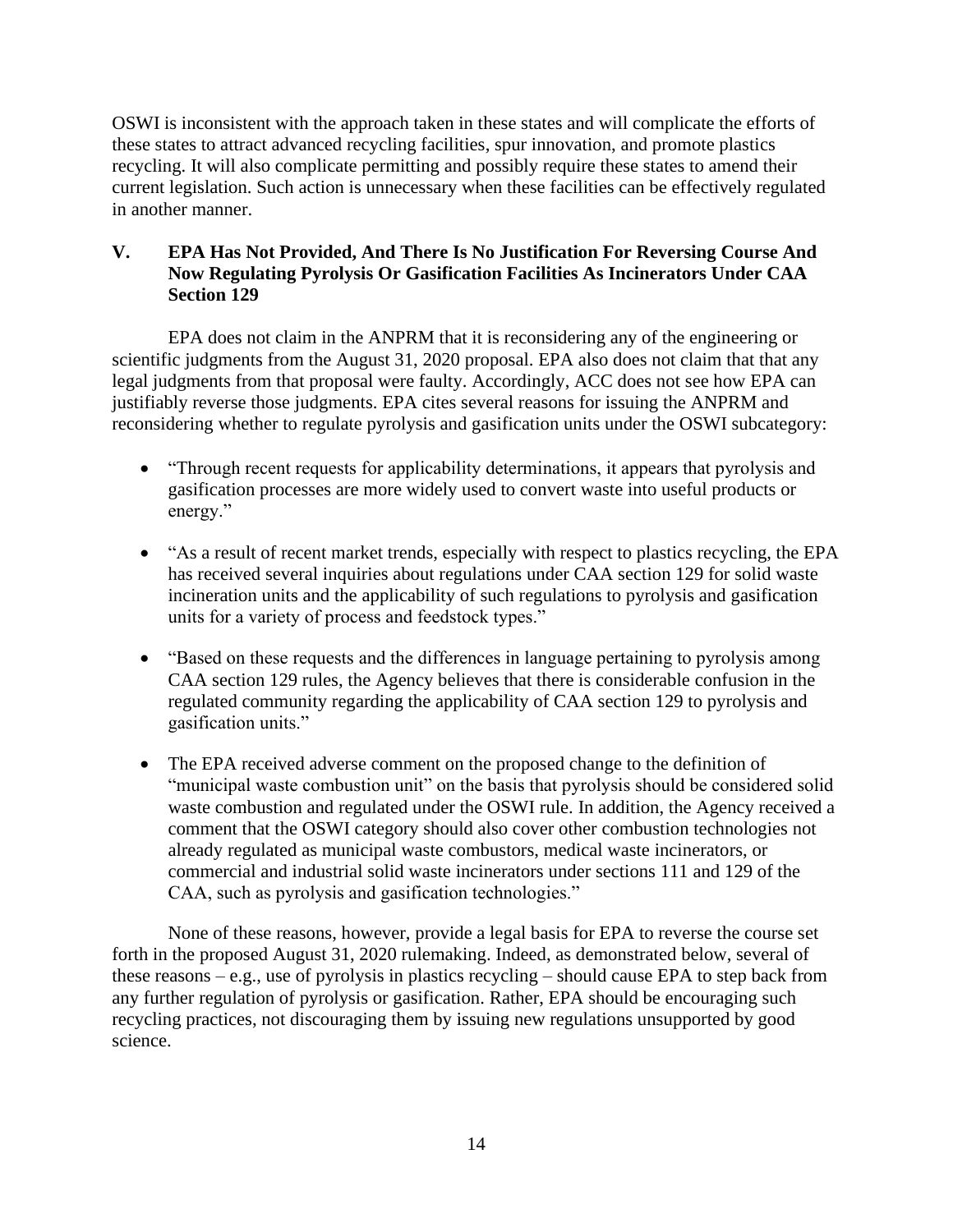OSWI is inconsistent with the approach taken in these states and will complicate the efforts of these states to attract advanced recycling facilities, spur innovation, and promote plastics recycling. It will also complicate permitting and possibly require these states to amend their current legislation. Such action is unnecessary when these facilities can be effectively regulated in another manner.

## V. EPA Has Not Provided, And There Is No Justification For Reversing Course And Now Regulating Pyrolysis Or Gasification Facilities As Incinerators Under CAA Section 129

EPA does not claim in the ANPRM that it is reconsidering any of the engineering or scientific judgments from the August 31, 2020 proposal. EPA also does not claim that that any legal judgments from that proposal were faulty. Accordingly, ACC does not see how EPA can justifiably reverse those judgments. EPA cites several reasons for issuing the ANPRM and reconsidering whether to regulate pyrolysis and gasification units under the OSWI subcategory:

- "Through recent requests for applicability determinations, it appears that pyrolysis and gasification processes are more widely used to convert waste into useful products or energy."
- "As a result of recent market trends, especially with respect to plastics recycling, the EPA has received several inquiries about regulations under CAA section 129 for solid waste incineration units and the applicability of such regulations to pyrolysis and gasification units for a variety of process and feedstock types."
- "Based on these requests and the differences in language pertaining to pyrolysis among CAA section 129 rules, the Agency believes that there is considerable confusion in the regulated community regarding the applicability of CAA section 129 to pyrolysis and gasification units."
- The EPA received adverse comment on the proposed change to the definition of "municipal waste combustion unit" on the basis that pyrolysis should be considered solid waste combustion and regulated under the OSWI rule. In addition, the Agency received a comment that the OSWI category should also cover other combustion technologies not already regulated as municipal waste combustors, medical waste incinerators, or commercial and industrial solid waste incinerators under sections 111 and 129 of the CAA, such as pyrolysis and gasification technologies."

None of these reasons, however, provide a legal basis for EPA to reverse the course set forth in the proposed August 31, 2020 rulemaking. Indeed, as demonstrated below, several of these reasons – e.g., use of pyrolysis in plastics recycling – should cause EPA to step back from any further regulation of pyrolysis or gasification. Rather, EPA should be encouraging such recycling practices, not discouraging them by issuing new regulations unsupported by good science.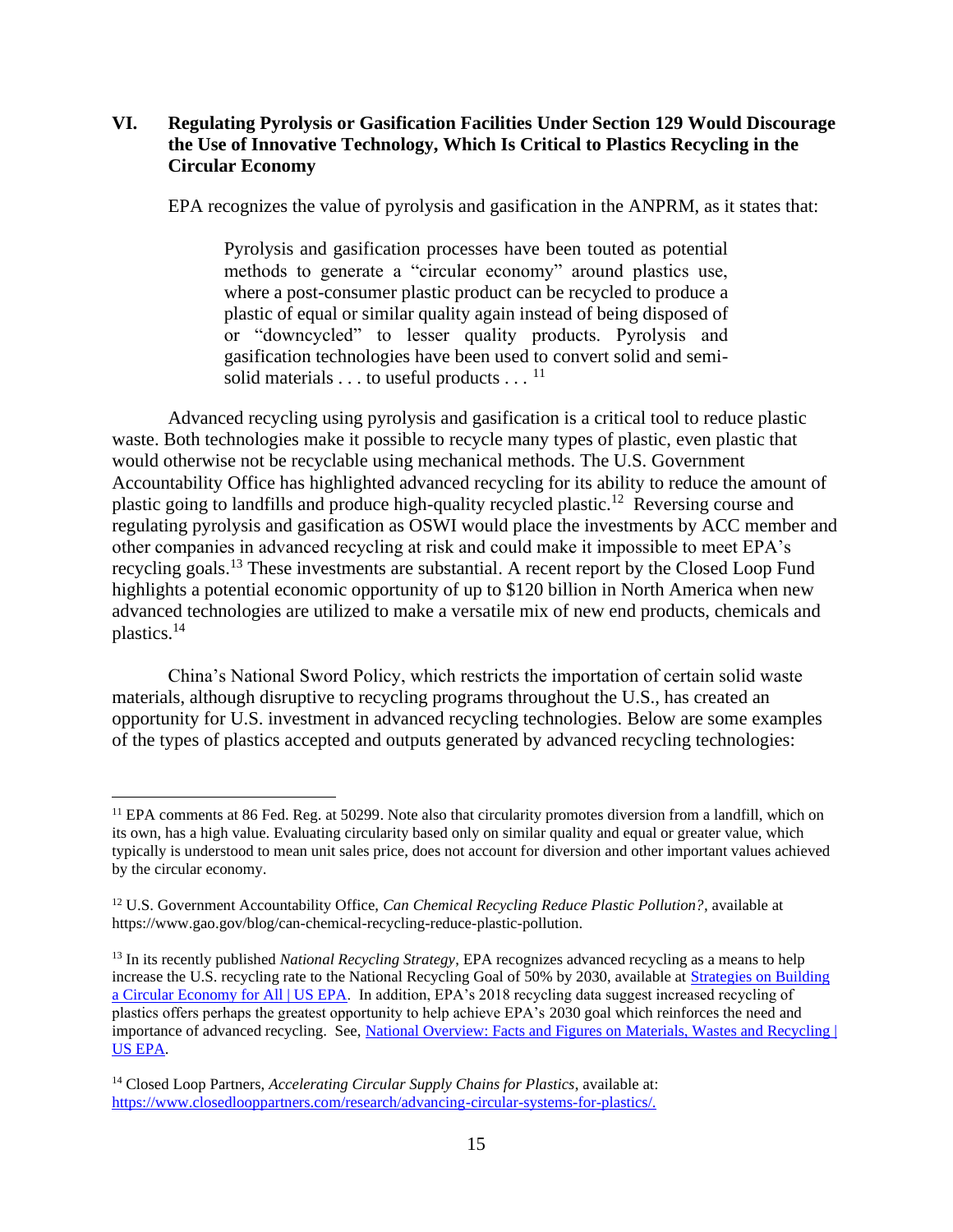## VI. Regulating Pyrolysis or Gasification Facilities Under Section 129 Would Discourage the Use of Innovative Technology, Which Is Critical to Plastics Recycling in the Circular Economy

EPA recognizes the value of pyrolysis and gasification in the ANPRM, as it states that:

> Pyrolysis and gasification processes have been touted as potential methods to generate a "circular economy" around plastics use, where a post-consumer plastic product can be recycled to produce a plastic of equal or similar quality again instead of being disposed of or "downcycled" to lesser quality products. Pyrolysis and gasification technologies have been used to convert solid and semi-solid materials . . . to useful products . . . [11]

Advanced recycling using pyrolysis and gasification is a critical tool to reduce plastic waste. Both technologies make it possible to recycle many types of plastic, even plastic that would otherwise not be recyclable using mechanical methods. The U.S. Government Accountability Office has highlighted advanced recycling for its ability to reduce the amount of plastic going to landfills and produce high-quality recycled plastic.[12] Reversing course and regulating pyrolysis and gasification as OSWI would place the investments by ACC member and other companies in advanced recycling at risk and could make it impossible to meet EPA's recycling goals.[13] These investments are substantial. A recent report by the Closed Loop Fund highlights a potential economic opportunity of up to $120 billion in North America when new advanced technologies are utilized to make a versatile mix of new end products, chemicals and plastics.[14]

China's National Sword Policy, which restricts the importation of certain solid waste materials, although disruptive to recycling programs throughout the U.S., has created an opportunity for U.S. investment in advanced recycling technologies. Below are some examples of the types of plastics accepted and outputs generated by advanced recycling technologies:

---

[11] EPA comments at 86 Fed. Reg. at 50299. Note also that circularity promotes diversion from a landfill, which on its own, has a high value. Evaluating circularity based only on similar quality and equal or greater value, which typically is understood to mean unit sales price, does not account for diversion and other important values achieved by the circular economy.

[12] U.S. Government Accountability Office, *Can Chemical Recycling Reduce Plastic Pollution?*, available at https://www.gao.gov/blog/can-chemical-recycling-reduce-plastic-pollution.

[13] In its recently published *National Recycling Strategy*, EPA recognizes advanced recycling as a means to help increase the U.S. recycling rate to the National Recycling Goal of 50% by 2030, available at Strategies on Building a Circular Economy for All | US EPA. In addition, EPA's 2018 recycling data suggest increased recycling of plastics offers perhaps the greatest opportunity to help achieve EPA's 2030 goal which reinforces the need and importance of advanced recycling. See, National Overview: Facts and Figures on Materials, Wastes and Recycling | US EPA.

[14] Closed Loop Partners, *Accelerating Circular Supply Chains for Plastics*, available at: https://www.closedlooppartners.com/research/advancing-circular-systems-for-plastics/.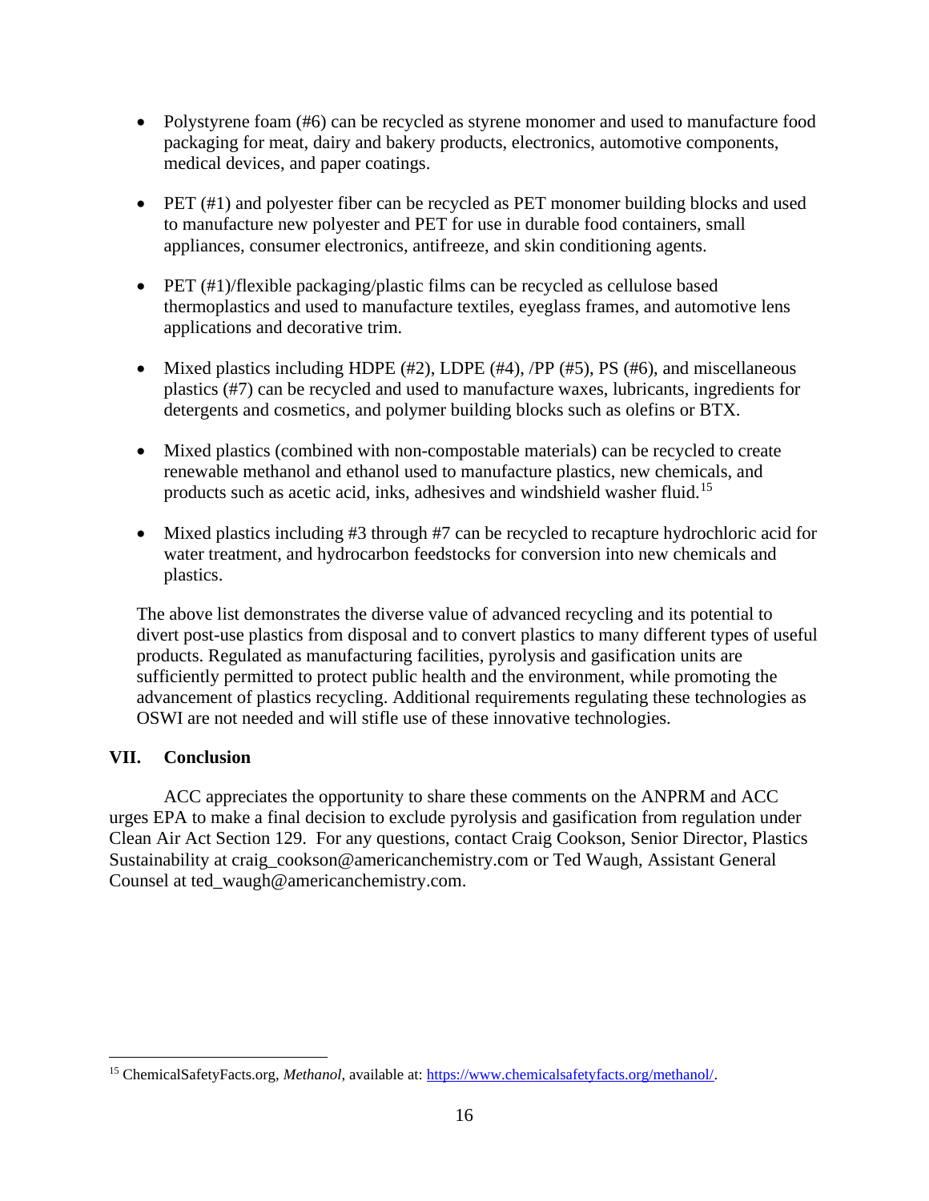- Polystyrene foam (#6) can be recycled as styrene monomer and used to manufacture food packaging for meat, dairy and bakery products, electronics, automotive components, medical devices, and paper coatings.

- PET (#1) and polyester fiber can be recycled as PET monomer building blocks and used to manufacture new polyester and PET for use in durable food containers, small appliances, consumer electronics, antifreeze, and skin conditioning agents.

- PET (#1)/flexible packaging/plastic films can be recycled as cellulose based thermoplastics and used to manufacture textiles, eyeglass frames, and automotive lens applications and decorative trim.

- Mixed plastics including HDPE (#2), LDPE (#4), /PP (#5), PS (#6), and miscellaneous plastics (#7) can be recycled and used to manufacture waxes, lubricants, ingredients for detergents and cosmetics, and polymer building blocks such as olefins or BTX.

- Mixed plastics (combined with non-compostable materials) can be recycled to create renewable methanol and ethanol used to manufacture plastics, new chemicals, and products such as acetic acid, inks, adhesives and windshield washer fluid.[15]

- Mixed plastics including #3 through #7 can be recycled to recapture hydrochloric acid for water treatment, and hydrocarbon feedstocks for conversion into new chemicals and plastics.

The above list demonstrates the diverse value of advanced recycling and its potential to divert post-use plastics from disposal and to convert plastics to many different types of useful products. Regulated as manufacturing facilities, pyrolysis and gasification units are sufficiently permitted to protect public health and the environment, while promoting the advancement of plastics recycling. Additional requirements regulating these technologies as OSWI are not needed and will stifle use of these innovative technologies.

## VII. Conclusion

ACC appreciates the opportunity to share these comments on the ANPRM and ACC urges EPA to make a final decision to exclude pyrolysis and gasification from regulation under Clean Air Act Section 129. For any questions, contact Craig Cookson, Senior Director, Plastics Sustainability at craig_cookson@americanchemistry.com or Ted Waugh, Assistant General Counsel at ted_waugh@americanchemistry.com.

---

[15] ChemicalSafetyFacts.org, *Methanol*, available at: https://www.chemicalsafetyfacts.org/methanol/.